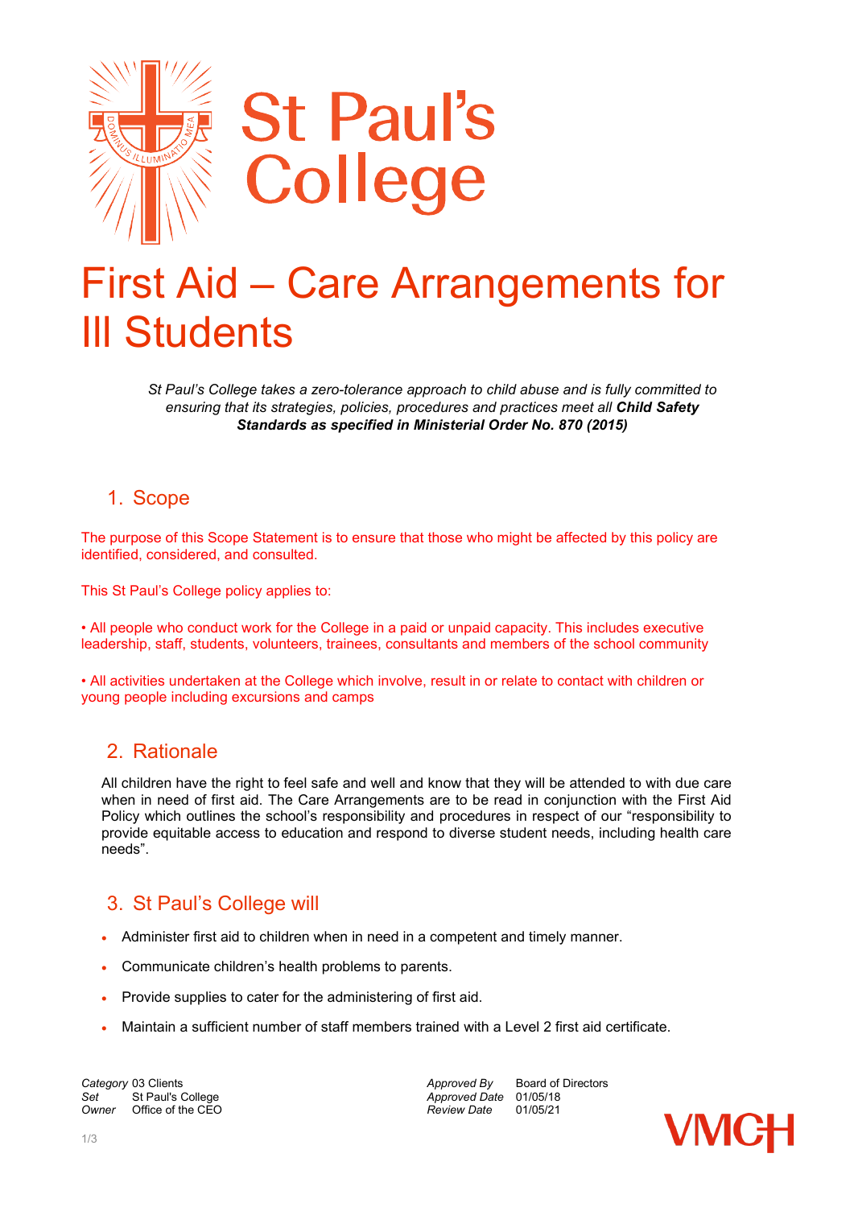# St Paul's College

# First Aid – Care Arrangements for Ill Students

*St Paul's College takes a zero-tolerance approach to child abuse and is fully committed to ensuring that its strategies, policies, procedures and practices meet all* ***Child Safety Standards as specified in Ministerial Order No. 870 (2015)***

## 1. Scope

The purpose of this Scope Statement is to ensure that those who might be affected by this policy are identified, considered, and consulted.

This St Paul's College policy applies to:

• All people who conduct work for the College in a paid or unpaid capacity. This includes executive leadership, staff, students, volunteers, trainees, consultants and members of the school community

• All activities undertaken at the College which involve, result in or relate to contact with children or young people including excursions and camps

## 2. Rationale

All children have the right to feel safe and well and know that they will be attended to with due care when in need of first aid. The Care Arrangements are to be read in conjunction with the First Aid Policy which outlines the school's responsibility and procedures in respect of our "responsibility to provide equitable access to education and respond to diverse student needs, including health care needs".

## 3. St Paul's College will

- Administer first aid to children when in need in a competent and timely manner.
- Communicate children's health problems to parents.
- Provide supplies to cater for the administering of first aid.
- Maintain a sufficient number of staff members trained with a Level 2 first aid certificate.

| | | | |
|---|---|---|---|
| *Category* | 03 Clients | *Approved By* | Board of Directors |
| *Set* | St Paul's College | *Approved Date* | 01/05/18 |
| *Owner* | Office of the CEO | *Review Date* | 01/05/21 |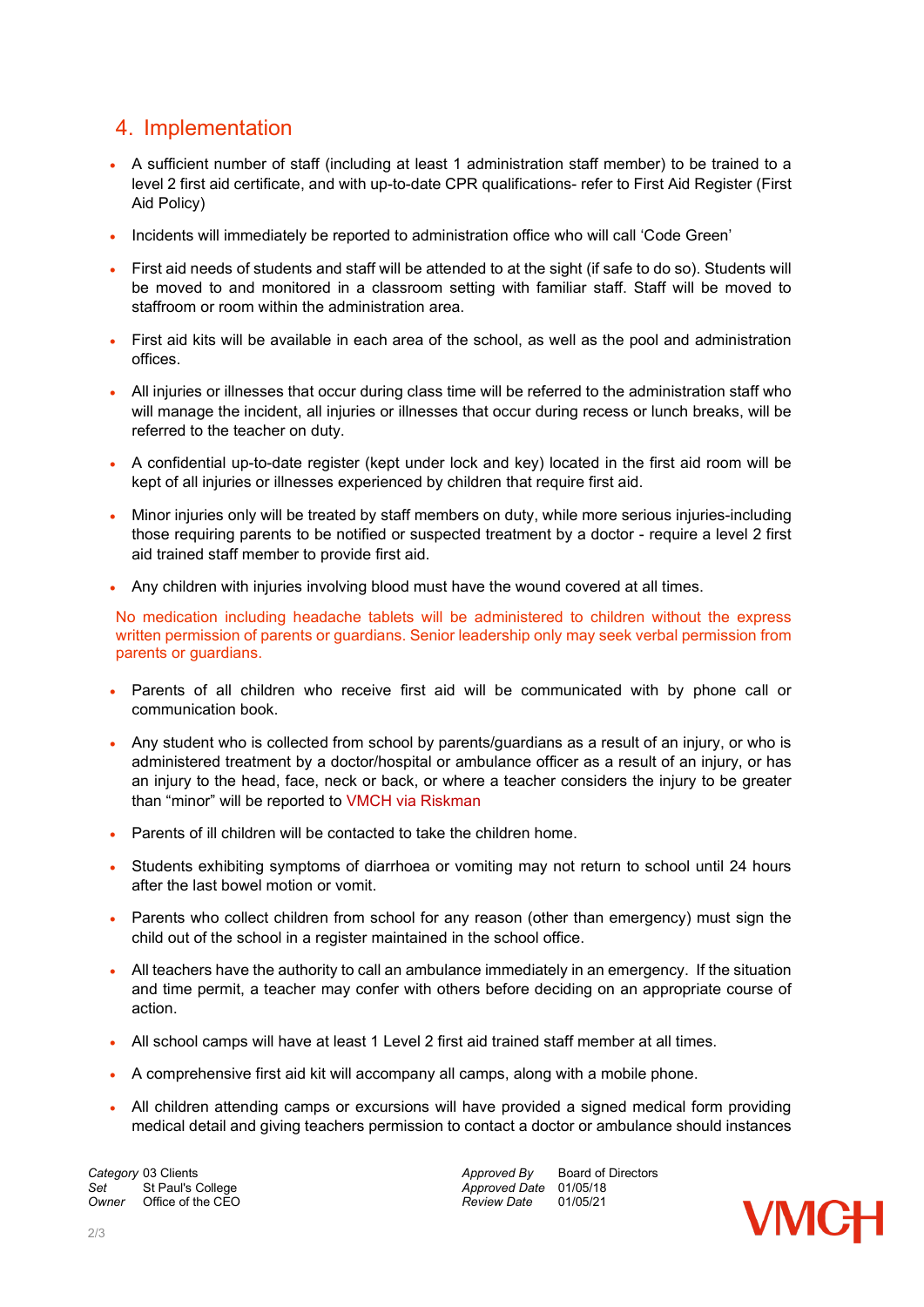## 4. Implementation

- A sufficient number of staff (including at least 1 administration staff member) to be trained to a level 2 first aid certificate, and with up-to-date CPR qualifications- refer to First Aid Register (First Aid Policy)
- Incidents will immediately be reported to administration office who will call 'Code Green'
- First aid needs of students and staff will be attended to at the sight (if safe to do so). Students will be moved to and monitored in a classroom setting with familiar staff. Staff will be moved to staffroom or room within the administration area.
- First aid kits will be available in each area of the school, as well as the pool and administration offices.
- All injuries or illnesses that occur during class time will be referred to the administration staff who will manage the incident, all injuries or illnesses that occur during recess or lunch breaks, will be referred to the teacher on duty.
- A confidential up-to-date register (kept under lock and key) located in the first aid room will be kept of all injuries or illnesses experienced by children that require first aid.
- Minor injuries only will be treated by staff members on duty, while more serious injuries-including those requiring parents to be notified or suspected treatment by a doctor - require a level 2 first aid trained staff member to provide first aid.
- Any children with injuries involving blood must have the wound covered at all times.

No medication including headache tablets will be administered to children without the express written permission of parents or guardians. Senior leadership only may seek verbal permission from parents or guardians.

- Parents of all children who receive first aid will be communicated with by phone call or communication book.
- Any student who is collected from school by parents/guardians as a result of an injury, or who is administered treatment by a doctor/hospital or ambulance officer as a result of an injury, or has an injury to the head, face, neck or back, or where a teacher considers the injury to be greater than "minor" will be reported to VMCH via Riskman
- Parents of ill children will be contacted to take the children home.
- Students exhibiting symptoms of diarrhoea or vomiting may not return to school until 24 hours after the last bowel motion or vomit.
- Parents who collect children from school for any reason (other than emergency) must sign the child out of the school in a register maintained in the school office.
- All teachers have the authority to call an ambulance immediately in an emergency. If the situation and time permit, a teacher may confer with others before deciding on an appropriate course of action.
- All school camps will have at least 1 Level 2 first aid trained staff member at all times.
- A comprehensive first aid kit will accompany all camps, along with a mobile phone.
- All children attending camps or excursions will have provided a signed medical form providing medical detail and giving teachers permission to contact a doctor or ambulance should instances

| | | | |
|---|---|---|---|
| *Category* | 03 Clients | *Approved By* | Board of Directors |
| *Set* | St Paul's College | *Approved Date* | 01/05/18 |
| *Owner* | Office of the CEO | *Review Date* | 01/05/21 |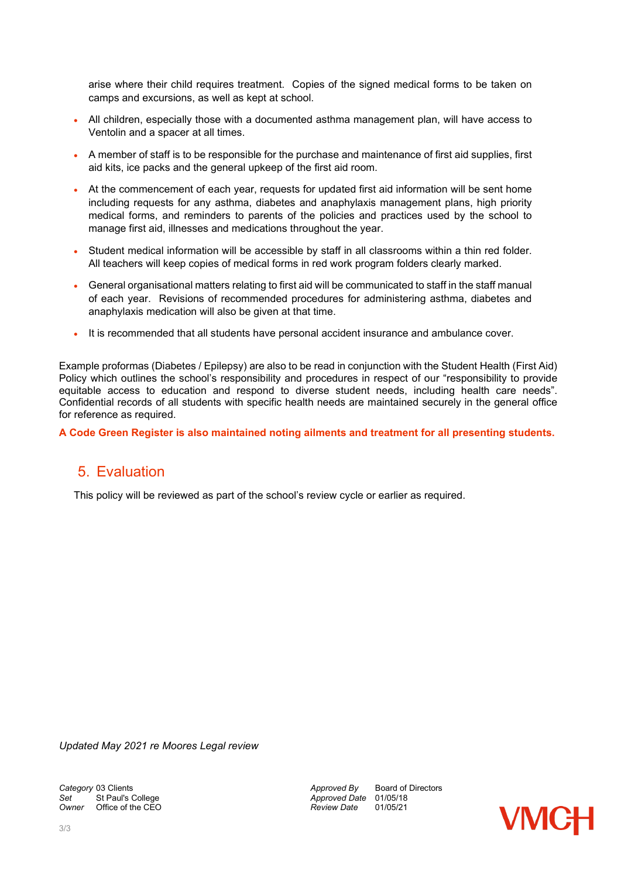arise where their child requires treatment. Copies of the signed medical forms to be taken on camps and excursions, as well as kept at school.

- All children, especially those with a documented asthma management plan, will have access to Ventolin and a spacer at all times.
- A member of staff is to be responsible for the purchase and maintenance of first aid supplies, first aid kits, ice packs and the general upkeep of the first aid room.
- At the commencement of each year, requests for updated first aid information will be sent home including requests for any asthma, diabetes and anaphylaxis management plans, high priority medical forms, and reminders to parents of the policies and practices used by the school to manage first aid, illnesses and medications throughout the year.
- Student medical information will be accessible by staff in all classrooms within a thin red folder. All teachers will keep copies of medical forms in red work program folders clearly marked.
- General organisational matters relating to first aid will be communicated to staff in the staff manual of each year. Revisions of recommended procedures for administering asthma, diabetes and anaphylaxis medication will also be given at that time.
- It is recommended that all students have personal accident insurance and ambulance cover.

Example proformas (Diabetes / Epilepsy) are also to be read in conjunction with the Student Health (First Aid) Policy which outlines the school's responsibility and procedures in respect of our "responsibility to provide equitable access to education and respond to diverse student needs, including health care needs". Confidential records of all students with specific health needs are maintained securely in the general office for reference as required.

**A Code Green Register is also maintained noting ailments and treatment for all presenting students.**

## 5. Evaluation

This policy will be reviewed as part of the school's review cycle or earlier as required.

*Updated May 2021 re Moores Legal review*

| | | | |
|---|---|---|---|
| *Category* | 03 Clients | *Approved By* | Board of Directors |
| *Set* | St Paul's College | *Approved Date* | 01/05/18 |
| *Owner* | Office of the CEO | *Review Date* | 01/05/21 |

VMCH